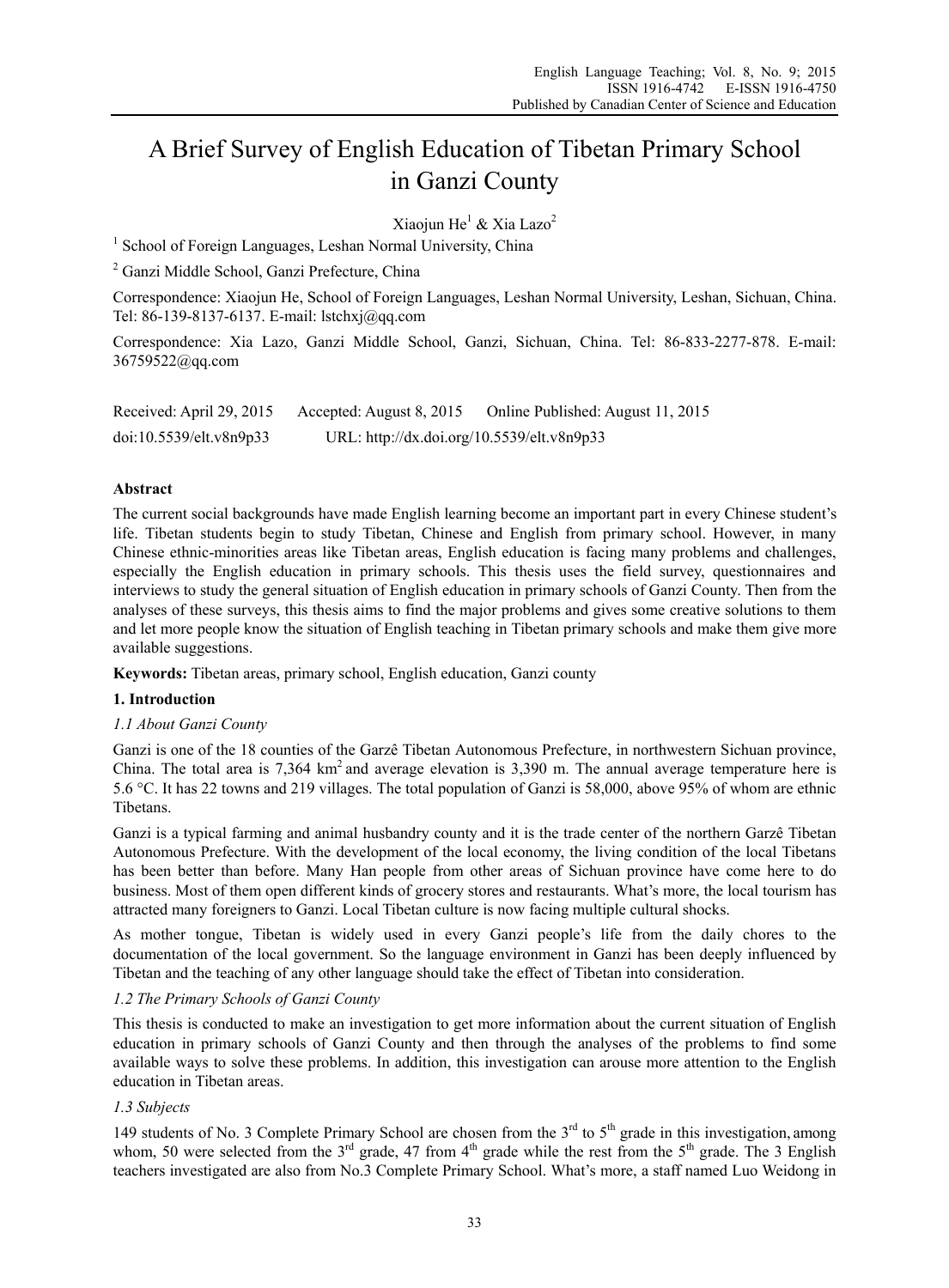# A Brief Survey of English Education of Tibetan Primary School in Ganzi County

Xiaojun He[1] & Xia Lazo[2]

[1] School of Foreign Languages, Leshan Normal University, China

[2] Ganzi Middle School, Ganzi Prefecture, China

Correspondence: Xiaojun He, School of Foreign Languages, Leshan Normal University, Leshan, Sichuan, China. Tel: 86-139-8137-6137. E-mail: lstchxj@qq.com

Correspondence: Xia Lazo, Ganzi Middle School, Ganzi, Sichuan, China. Tel: 86-833-2277-878. E-mail: 36759522@qq.com

Received: April 29, 2015 Accepted: August 8, 2015 Online Published: August 11, 2015

doi:10.5539/elt.v8n9p33 URL: http://dx.doi.org/10.5539/elt.v8n9p33

## Abstract

The current social backgrounds have made English learning become an important part in every Chinese student's life. Tibetan students begin to study Tibetan, Chinese and English from primary school. However, in many Chinese ethnic-minorities areas like Tibetan areas, English education is facing many problems and challenges, especially the English education in primary schools. This thesis uses the field survey, questionnaires and interviews to study the general situation of English education in primary schools of Ganzi County. Then from the analyses of these surveys, this thesis aims to find the major problems and gives some creative solutions to them and let more people know the situation of English teaching in Tibetan primary schools and make them give more available suggestions.

**Keywords:** Tibetan areas, primary school, English education, Ganzi county

## 1. Introduction

### *1.1 About Ganzi County*

Ganzi is one of the 18 counties of the Garzê Tibetan Autonomous Prefecture, in northwestern Sichuan province, China. The total area is 7,364 km$^2$ and average elevation is 3,390 m. The annual average temperature here is 5.6 °C. It has 22 towns and 219 villages. The total population of Ganzi is 58,000, above 95% of whom are ethnic Tibetans.

Ganzi is a typical farming and animal husbandry county and it is the trade center of the northern Garzê Tibetan Autonomous Prefecture. With the development of the local economy, the living condition of the local Tibetans has been better than before. Many Han people from other areas of Sichuan province have come here to do business. Most of them open different kinds of grocery stores and restaurants. What's more, the local tourism has attracted many foreigners to Ganzi. Local Tibetan culture is now facing multiple cultural shocks.

As mother tongue, Tibetan is widely used in every Ganzi people's life from the daily chores to the documentation of the local government. So the language environment in Ganzi has been deeply influenced by Tibetan and the teaching of any other language should take the effect of Tibetan into consideration.

### *1.2 The Primary Schools of Ganzi County*

This thesis is conducted to make an investigation to get more information about the current situation of English education in primary schools of Ganzi County and then through the analyses of the problems to find some available ways to solve these problems. In addition, this investigation can arouse more attention to the English education in Tibetan areas.

### *1.3 Subjects*

149 students of No. 3 Complete Primary School are chosen from the 3rd to 5th grade in this investigation, among whom, 50 were selected from the 3rd grade, 47 from 4th grade while the rest from the 5th grade. The 3 English teachers investigated are also from No.3 Complete Primary School. What's more, a staff named Luo Weidong in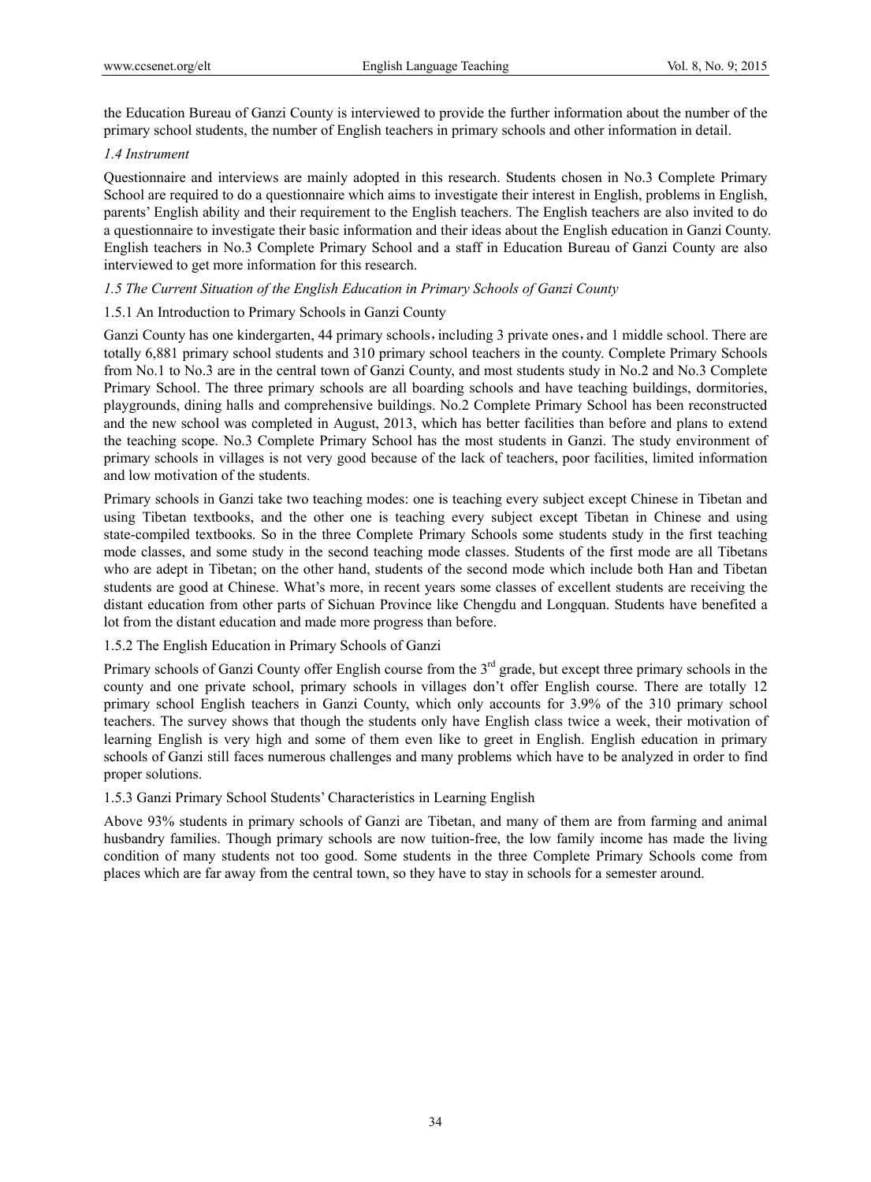the Education Bureau of Ganzi County is interviewed to provide the further information about the number of the primary school students, the number of English teachers in primary schools and other information in detail.

### *1.4 Instrument*

Questionnaire and interviews are mainly adopted in this research. Students chosen in No.3 Complete Primary School are required to do a questionnaire which aims to investigate their interest in English, problems in English, parents' English ability and their requirement to the English teachers. The English teachers are also invited to do a questionnaire to investigate their basic information and their ideas about the English education in Ganzi County. English teachers in No.3 Complete Primary School and a staff in Education Bureau of Ganzi County are also interviewed to get more information for this research.

### *1.5 The Current Situation of the English Education in Primary Schools of Ganzi County*

#### 1.5.1 An Introduction to Primary Schools in Ganzi County

Ganzi County has one kindergarten, 44 primary schools，including 3 private ones，and 1 middle school. There are totally 6,881 primary school students and 310 primary school teachers in the county. Complete Primary Schools from No.1 to No.3 are in the central town of Ganzi County, and most students study in No.2 and No.3 Complete Primary School. The three primary schools are all boarding schools and have teaching buildings, dormitories, playgrounds, dining halls and comprehensive buildings. No.2 Complete Primary School has been reconstructed and the new school was completed in August, 2013, which has better facilities than before and plans to extend the teaching scope. No.3 Complete Primary School has the most students in Ganzi. The study environment of primary schools in villages is not very good because of the lack of teachers, poor facilities, limited information and low motivation of the students.

Primary schools in Ganzi take two teaching modes: one is teaching every subject except Chinese in Tibetan and using Tibetan textbooks, and the other one is teaching every subject except Tibetan in Chinese and using state-compiled textbooks. So in the three Complete Primary Schools some students study in the first teaching mode classes, and some study in the second teaching mode classes. Students of the first mode are all Tibetans who are adept in Tibetan; on the other hand, students of the second mode which include both Han and Tibetan students are good at Chinese. What's more, in recent years some classes of excellent students are receiving the distant education from other parts of Sichuan Province like Chengdu and Longquan. Students have benefited a lot from the distant education and made more progress than before.

#### 1.5.2 The English Education in Primary Schools of Ganzi

Primary schools of Ganzi County offer English course from the 3rd grade, but except three primary schools in the county and one private school, primary schools in villages don't offer English course. There are totally 12 primary school English teachers in Ganzi County, which only accounts for 3.9% of the 310 primary school teachers. The survey shows that though the students only have English class twice a week, their motivation of learning English is very high and some of them even like to greet in English. English education in primary schools of Ganzi still faces numerous challenges and many problems which have to be analyzed in order to find proper solutions.

#### 1.5.3 Ganzi Primary School Students' Characteristics in Learning English

Above 93% students in primary schools of Ganzi are Tibetan, and many of them are from farming and animal husbandry families. Though primary schools are now tuition-free, the low family income has made the living condition of many students not too good. Some students in the three Complete Primary Schools come from places which are far away from the central town, so they have to stay in schools for a semester around.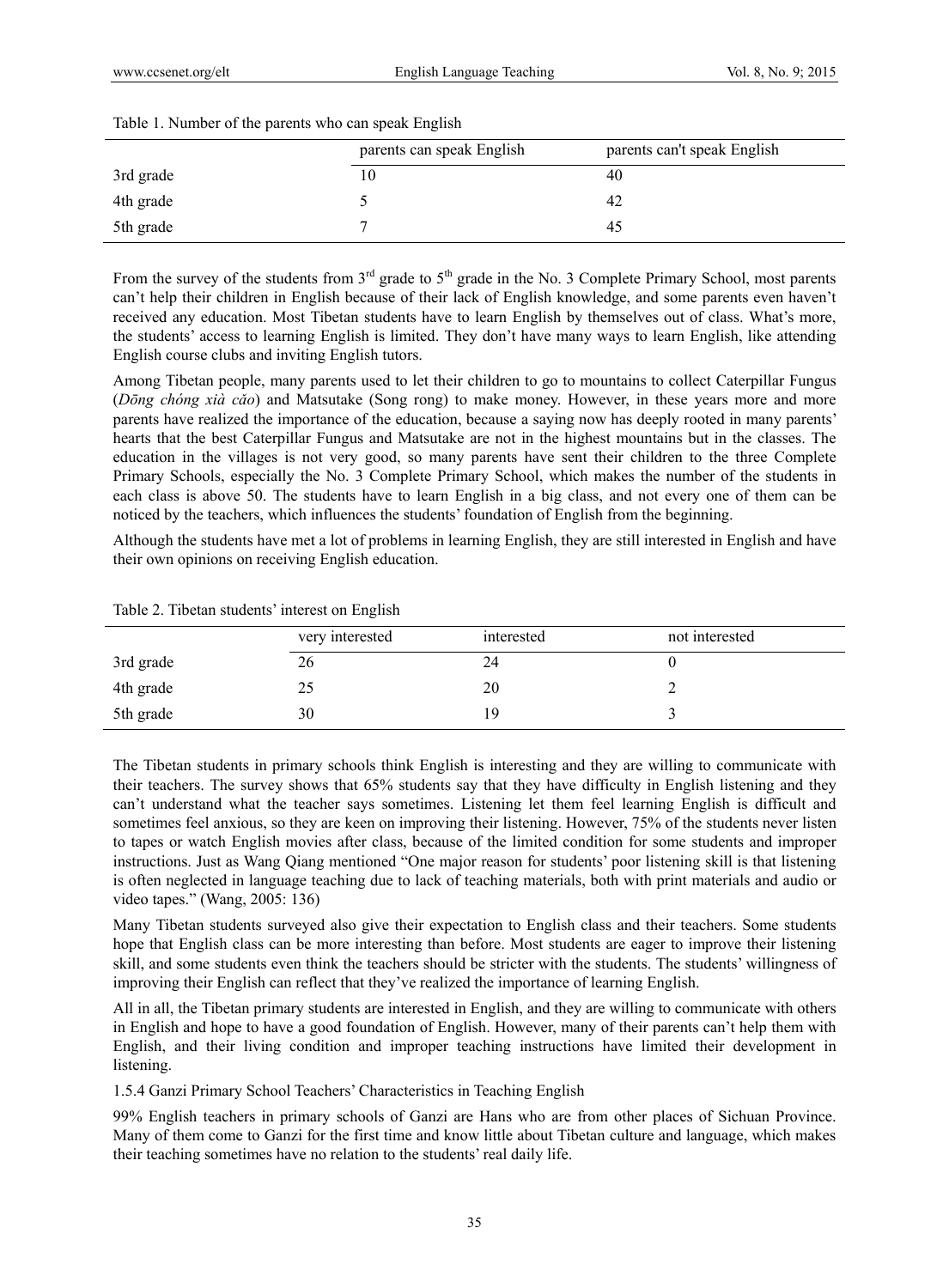Table 1. Number of the parents who can speak English

| | parents can speak English | parents can't speak English |
|---|---|---|
| 3rd grade | 10 | 40 |
| 4th grade | 5 | 42 |
| 5th grade | 7 | 45 |

From the survey of the students from 3rd grade to 5th grade in the No. 3 Complete Primary School, most parents can't help their children in English because of their lack of English knowledge, and some parents even haven't received any education. Most Tibetan students have to learn English by themselves out of class. What's more, the students' access to learning English is limited. They don't have many ways to learn English, like attending English course clubs and inviting English tutors.

Among Tibetan people, many parents used to let their children to go to mountains to collect Caterpillar Fungus (*Dōng chóng xià cǎo*) and Matsutake (Song rong) to make money. However, in these years more and more parents have realized the importance of the education, because a saying now has deeply rooted in many parents' hearts that the best Caterpillar Fungus and Matsutake are not in the highest mountains but in the classes. The education in the villages is not very good, so many parents have sent their children to the three Complete Primary Schools, especially the No. 3 Complete Primary School, which makes the number of the students in each class is above 50. The students have to learn English in a big class, and not every one of them can be noticed by the teachers, which influences the students' foundation of English from the beginning.

Although the students have met a lot of problems in learning English, they are still interested in English and have their own opinions on receiving English education.

Table 2. Tibetan students' interest on English

| | very interested | interested | not interested |
|---|---|---|---|
| 3rd grade | 26 | 24 | 0 |
| 4th grade | 25 | 20 | 2 |
| 5th grade | 30 | 19 | 3 |

The Tibetan students in primary schools think English is interesting and they are willing to communicate with their teachers. The survey shows that 65% students say that they have difficulty in English listening and they can't understand what the teacher says sometimes. Listening let them feel learning English is difficult and sometimes feel anxious, so they are keen on improving their listening. However, 75% of the students never listen to tapes or watch English movies after class, because of the limited condition for some students and improper instructions. Just as Wang Qiang mentioned "One major reason for students' poor listening skill is that listening is often neglected in language teaching due to lack of teaching materials, both with print materials and audio or video tapes." (Wang, 2005: 136)

Many Tibetan students surveyed also give their expectation to English class and their teachers. Some students hope that English class can be more interesting than before. Most students are eager to improve their listening skill, and some students even think the teachers should be stricter with the students. The students' willingness of improving their English can reflect that they've realized the importance of learning English.

All in all, the Tibetan primary students are interested in English, and they are willing to communicate with others in English and hope to have a good foundation of English. However, many of their parents can't help them with English, and their living condition and improper teaching instructions have limited their development in listening.

#### 1.5.4 Ganzi Primary School Teachers' Characteristics in Teaching English

99% English teachers in primary schools of Ganzi are Hans who are from other places of Sichuan Province. Many of them come to Ganzi for the first time and know little about Tibetan culture and language, which makes their teaching sometimes have no relation to the students' real daily life.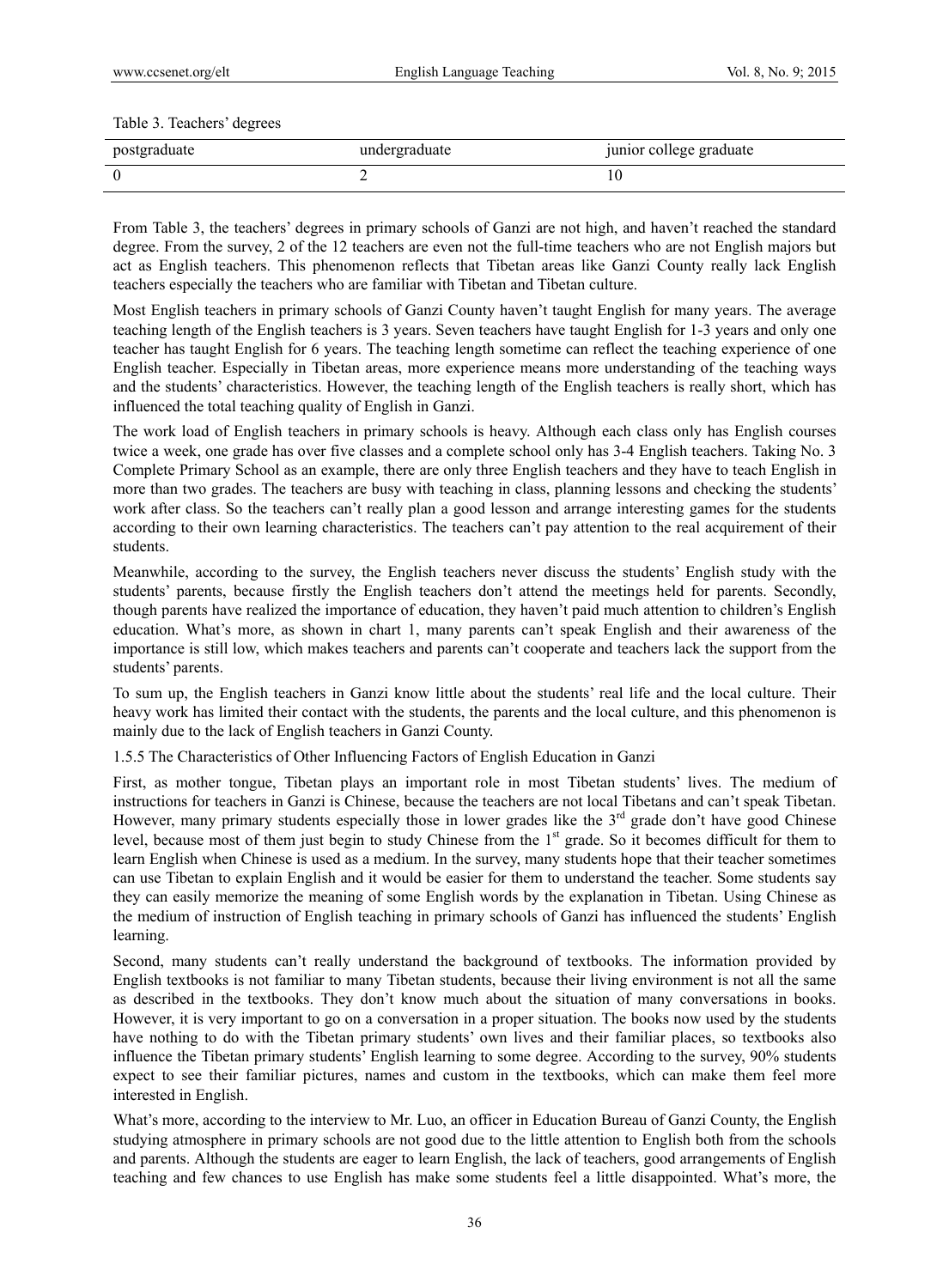Table 3. Teachers' degrees

| postgraduate | undergraduate | junior college graduate |
|---|---|---|
| 0 | 2 | 10 |

From Table 3, the teachers' degrees in primary schools of Ganzi are not high, and haven't reached the standard degree. From the survey, 2 of the 12 teachers are even not the full-time teachers who are not English majors but act as English teachers. This phenomenon reflects that Tibetan areas like Ganzi County really lack English teachers especially the teachers who are familiar with Tibetan and Tibetan culture.

Most English teachers in primary schools of Ganzi County haven't taught English for many years. The average teaching length of the English teachers is 3 years. Seven teachers have taught English for 1-3 years and only one teacher has taught English for 6 years. The teaching length sometime can reflect the teaching experience of one English teacher. Especially in Tibetan areas, more experience means more understanding of the teaching ways and the students' characteristics. However, the teaching length of the English teachers is really short, which has influenced the total teaching quality of English in Ganzi.

The work load of English teachers in primary schools is heavy. Although each class only has English courses twice a week, one grade has over five classes and a complete school only has 3-4 English teachers. Taking No. 3 Complete Primary School as an example, there are only three English teachers and they have to teach English in more than two grades. The teachers are busy with teaching in class, planning lessons and checking the students' work after class. So the teachers can't really plan a good lesson and arrange interesting games for the students according to their own learning characteristics. The teachers can't pay attention to the real acquirement of their students.

Meanwhile, according to the survey, the English teachers never discuss the students' English study with the students' parents, because firstly the English teachers don't attend the meetings held for parents. Secondly, though parents have realized the importance of education, they haven't paid much attention to children's English education. What's more, as shown in chart 1, many parents can't speak English and their awareness of the importance is still low, which makes teachers and parents can't cooperate and teachers lack the support from the students' parents.

To sum up, the English teachers in Ganzi know little about the students' real life and the local culture. Their heavy work has limited their contact with the students, the parents and the local culture, and this phenomenon is mainly due to the lack of English teachers in Ganzi County.

#### 1.5.5 The Characteristics of Other Influencing Factors of English Education in Ganzi

First, as mother tongue, Tibetan plays an important role in most Tibetan students' lives. The medium of instructions for teachers in Ganzi is Chinese, because the teachers are not local Tibetans and can't speak Tibetan. However, many primary students especially those in lower grades like the 3rd grade don't have good Chinese level, because most of them just begin to study Chinese from the 1st grade. So it becomes difficult for them to learn English when Chinese is used as a medium. In the survey, many students hope that their teacher sometimes can use Tibetan to explain English and it would be easier for them to understand the teacher. Some students say they can easily memorize the meaning of some English words by the explanation in Tibetan. Using Chinese as the medium of instruction of English teaching in primary schools of Ganzi has influenced the students' English learning.

Second, many students can't really understand the background of textbooks. The information provided by English textbooks is not familiar to many Tibetan students, because their living environment is not all the same as described in the textbooks. They don't know much about the situation of many conversations in books. However, it is very important to go on a conversation in a proper situation. The books now used by the students have nothing to do with the Tibetan primary students' own lives and their familiar places, so textbooks also influence the Tibetan primary students' English learning to some degree. According to the survey, 90% students expect to see their familiar pictures, names and custom in the textbooks, which can make them feel more interested in English.

What's more, according to the interview to Mr. Luo, an officer in Education Bureau of Ganzi County, the English studying atmosphere in primary schools are not good due to the little attention to English both from the schools and parents. Although the students are eager to learn English, the lack of teachers, good arrangements of English teaching and few chances to use English has make some students feel a little disappointed. What's more, the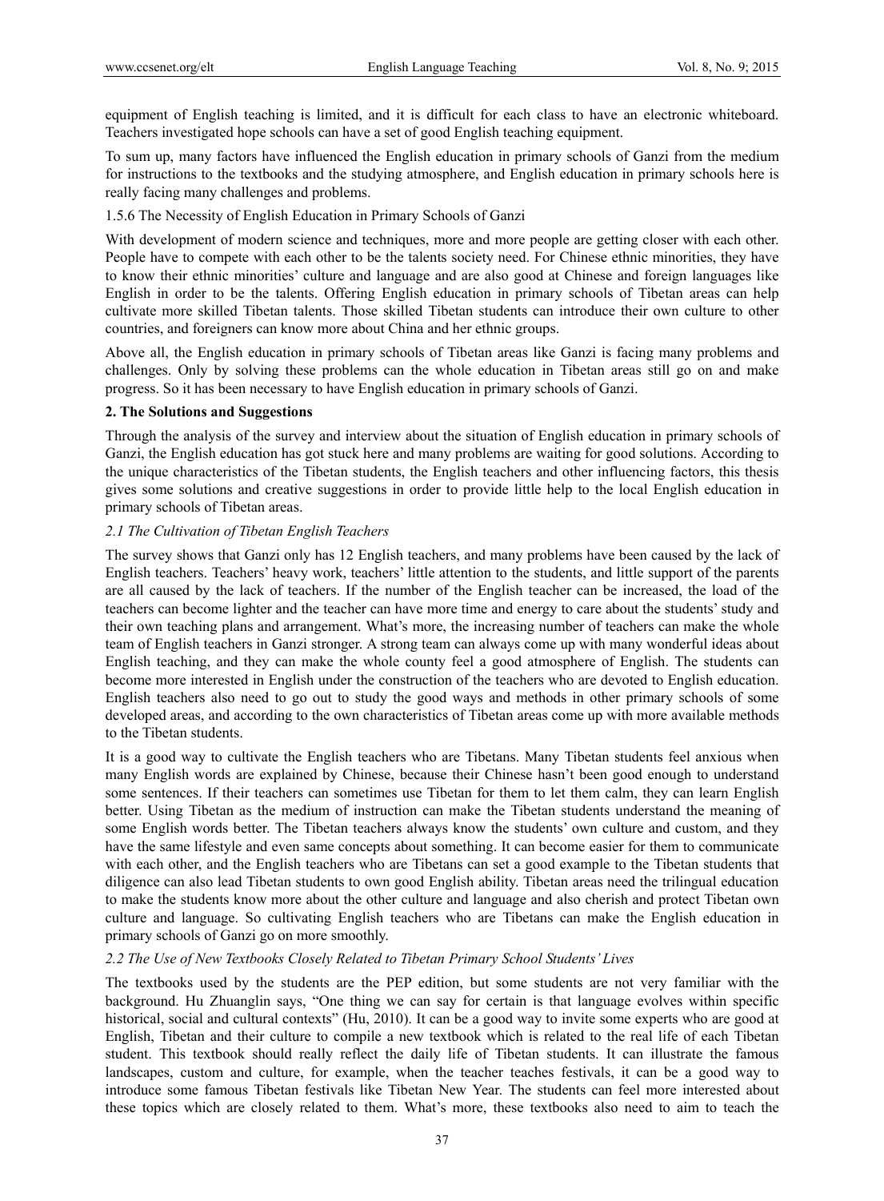equipment of English teaching is limited, and it is difficult for each class to have an electronic whiteboard. Teachers investigated hope schools can have a set of good English teaching equipment.

To sum up, many factors have influenced the English education in primary schools of Ganzi from the medium for instructions to the textbooks and the studying atmosphere, and English education in primary schools here is really facing many challenges and problems.

1.5.6 The Necessity of English Education in Primary Schools of Ganzi

With development of modern science and techniques, more and more people are getting closer with each other. People have to compete with each other to be the talents society need. For Chinese ethnic minorities, they have to know their ethnic minorities' culture and language and are also good at Chinese and foreign languages like English in order to be the talents. Offering English education in primary schools of Tibetan areas can help cultivate more skilled Tibetan talents. Those skilled Tibetan students can introduce their own culture to other countries, and foreigners can know more about China and her ethnic groups.

Above all, the English education in primary schools of Tibetan areas like Ganzi is facing many problems and challenges. Only by solving these problems can the whole education in Tibetan areas still go on and make progress. So it has been necessary to have English education in primary schools of Ganzi.

## 2. The Solutions and Suggestions

Through the analysis of the survey and interview about the situation of English education in primary schools of Ganzi, the English education has got stuck here and many problems are waiting for good solutions. According to the unique characteristics of the Tibetan students, the English teachers and other influencing factors, this thesis gives some solutions and creative suggestions in order to provide little help to the local English education in primary schools of Tibetan areas.

### *2.1 The Cultivation of Tibetan English Teachers*

The survey shows that Ganzi only has 12 English teachers, and many problems have been caused by the lack of English teachers. Teachers' heavy work, teachers' little attention to the students, and little support of the parents are all caused by the lack of teachers. If the number of the English teacher can be increased, the load of the teachers can become lighter and the teacher can have more time and energy to care about the students' study and their own teaching plans and arrangement. What's more, the increasing number of teachers can make the whole team of English teachers in Ganzi stronger. A strong team can always come up with many wonderful ideas about English teaching, and they can make the whole county feel a good atmosphere of English. The students can become more interested in English under the construction of the teachers who are devoted to English education. English teachers also need to go out to study the good ways and methods in other primary schools of some developed areas, and according to the own characteristics of Tibetan areas come up with more available methods to the Tibetan students.

It is a good way to cultivate the English teachers who are Tibetans. Many Tibetan students feel anxious when many English words are explained by Chinese, because their Chinese hasn't been good enough to understand some sentences. If their teachers can sometimes use Tibetan for them to let them calm, they can learn English better. Using Tibetan as the medium of instruction can make the Tibetan students understand the meaning of some English words better. The Tibetan teachers always know the students' own culture and custom, and they have the same lifestyle and even same concepts about something. It can become easier for them to communicate with each other, and the English teachers who are Tibetans can set a good example to the Tibetan students that diligence can also lead Tibetan students to own good English ability. Tibetan areas need the trilingual education to make the students know more about the other culture and language and also cherish and protect Tibetan own culture and language. So cultivating English teachers who are Tibetans can make the English education in primary schools of Ganzi go on more smoothly.

### *2.2 The Use of New Textbooks Closely Related to Tibetan Primary School Students' Lives*

The textbooks used by the students are the PEP edition, but some students are not very familiar with the background. Hu Zhuanglin says, "One thing we can say for certain is that language evolves within specific historical, social and cultural contexts" (Hu, 2010). It can be a good way to invite some experts who are good at English, Tibetan and their culture to compile a new textbook which is related to the real life of each Tibetan student. This textbook should really reflect the daily life of Tibetan students. It can illustrate the famous landscapes, custom and culture, for example, when the teacher teaches festivals, it can be a good way to introduce some famous Tibetan festivals like Tibetan New Year. The students can feel more interested about these topics which are closely related to them. What's more, these textbooks also need to aim to teach the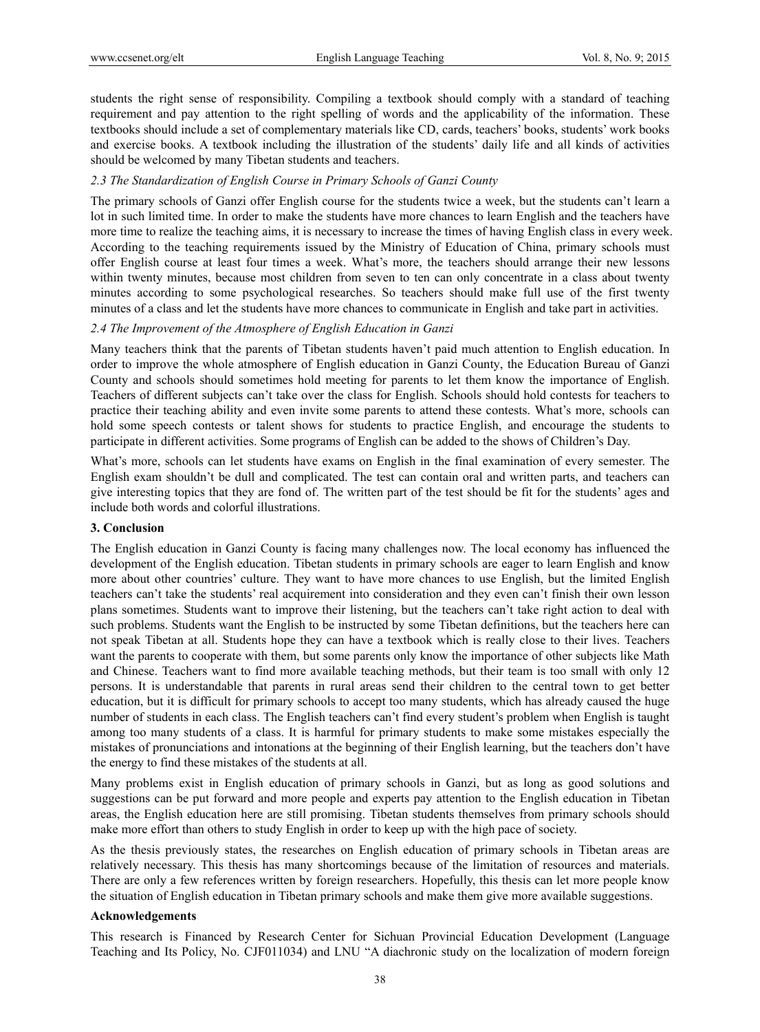students the right sense of responsibility. Compiling a textbook should comply with a standard of teaching requirement and pay attention to the right spelling of words and the applicability of the information. These textbooks should include a set of complementary materials like CD, cards, teachers' books, students' work books and exercise books. A textbook including the illustration of the students' daily life and all kinds of activities should be welcomed by many Tibetan students and teachers.

### *2.3 The Standardization of English Course in Primary Schools of Ganzi County*

The primary schools of Ganzi offer English course for the students twice a week, but the students can't learn a lot in such limited time. In order to make the students have more chances to learn English and the teachers have more time to realize the teaching aims, it is necessary to increase the times of having English class in every week. According to the teaching requirements issued by the Ministry of Education of China, primary schools must offer English course at least four times a week. What's more, the teachers should arrange their new lessons within twenty minutes, because most children from seven to ten can only concentrate in a class about twenty minutes according to some psychological researches. So teachers should make full use of the first twenty minutes of a class and let the students have more chances to communicate in English and take part in activities.

### *2.4 The Improvement of the Atmosphere of English Education in Ganzi*

Many teachers think that the parents of Tibetan students haven't paid much attention to English education. In order to improve the whole atmosphere of English education in Ganzi County, the Education Bureau of Ganzi County and schools should sometimes hold meeting for parents to let them know the importance of English. Teachers of different subjects can't take over the class for English. Schools should hold contests for teachers to practice their teaching ability and even invite some parents to attend these contests. What's more, schools can hold some speech contests or talent shows for students to practice English, and encourage the students to participate in different activities. Some programs of English can be added to the shows of Children's Day.

What's more, schools can let students have exams on English in the final examination of every semester. The English exam shouldn't be dull and complicated. The test can contain oral and written parts, and teachers can give interesting topics that they are fond of. The written part of the test should be fit for the students' ages and include both words and colorful illustrations.

## 3. Conclusion

The English education in Ganzi County is facing many challenges now. The local economy has influenced the development of the English education. Tibetan students in primary schools are eager to learn English and know more about other countries' culture. They want to have more chances to use English, but the limited English teachers can't take the students' real acquirement into consideration and they even can't finish their own lesson plans sometimes. Students want to improve their listening, but the teachers can't take right action to deal with such problems. Students want the English to be instructed by some Tibetan definitions, but the teachers here can not speak Tibetan at all. Students hope they can have a textbook which is really close to their lives. Teachers want the parents to cooperate with them, but some parents only know the importance of other subjects like Math and Chinese. Teachers want to find more available teaching methods, but their team is too small with only 12 persons. It is understandable that parents in rural areas send their children to the central town to get better education, but it is difficult for primary schools to accept too many students, which has already caused the huge number of students in each class. The English teachers can't find every student's problem when English is taught among too many students of a class. It is harmful for primary students to make some mistakes especially the mistakes of pronunciations and intonations at the beginning of their English learning, but the teachers don't have the energy to find these mistakes of the students at all.

Many problems exist in English education of primary schools in Ganzi, but as long as good solutions and suggestions can be put forward and more people and experts pay attention to the English education in Tibetan areas, the English education here are still promising. Tibetan students themselves from primary schools should make more effort than others to study English in order to keep up with the high pace of society.

As the thesis previously states, the researches on English education of primary schools in Tibetan areas are relatively necessary. This thesis has many shortcomings because of the limitation of resources and materials. There are only a few references written by foreign researchers. Hopefully, this thesis can let more people know the situation of English education in Tibetan primary schools and make them give more available suggestions.

## Acknowledgements

This research is Financed by Research Center for Sichuan Provincial Education Development (Language Teaching and Its Policy, No. CJF011034) and LNU "A diachronic study on the localization of modern foreign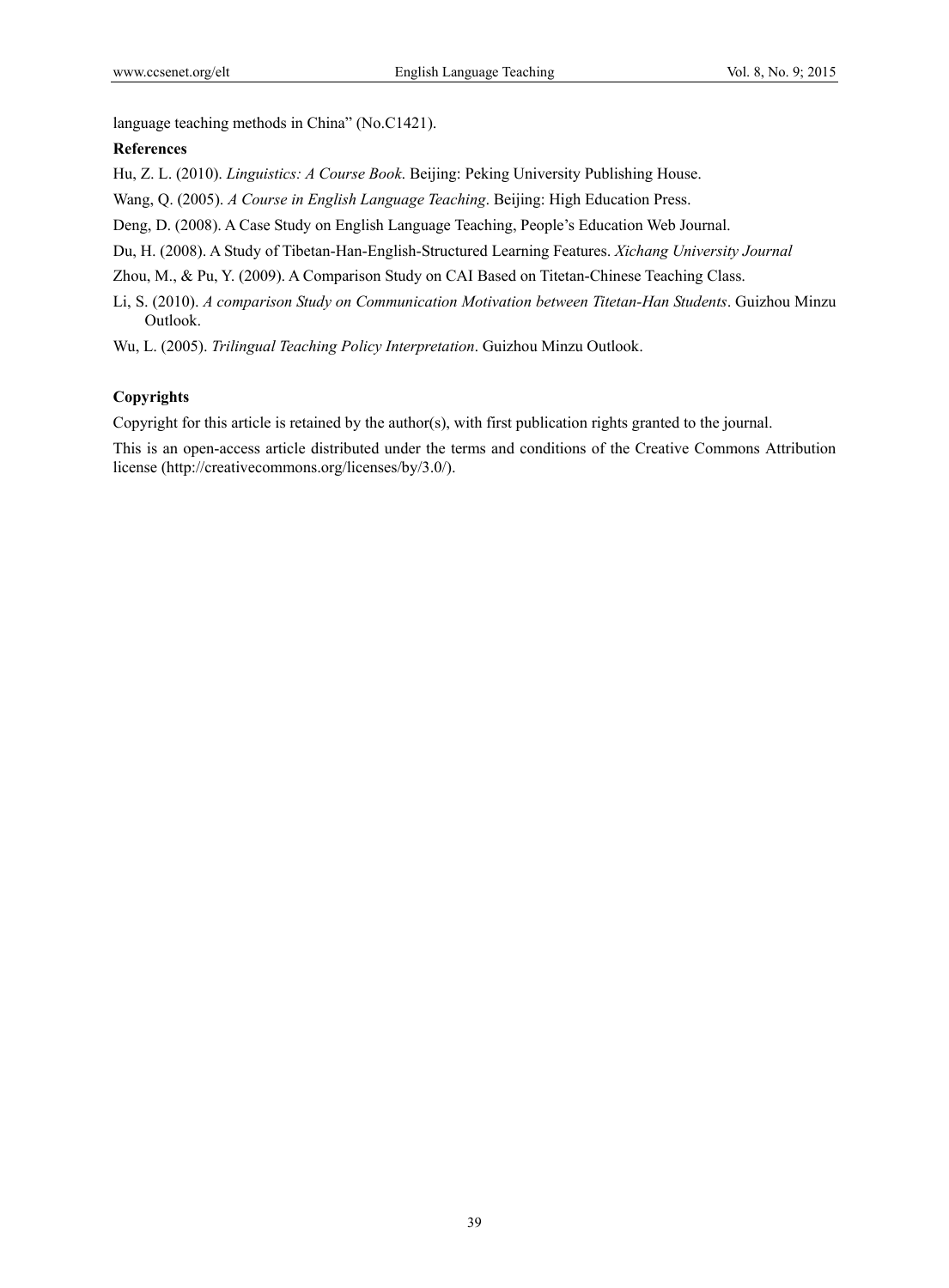language teaching methods in China" (No.C1421).

**References**

Hu, Z. L. (2010). *Linguistics: A Course Book*. Beijing: Peking University Publishing House.

Wang, Q. (2005). *A Course in English Language Teaching*. Beijing: High Education Press.

Deng, D. (2008). A Case Study on English Language Teaching, People's Education Web Journal.

Du, H. (2008). A Study of Tibetan-Han-English-Structured Learning Features. *Xichang University Journal*

Zhou, M., & Pu, Y. (2009). A Comparison Study on CAI Based on Titetan-Chinese Teaching Class.

Li, S. (2010). *A comparison Study on Communication Motivation between Titetan-Han Students*. Guizhou Minzu Outlook.

Wu, L. (2005). *Trilingual Teaching Policy Interpretation*. Guizhou Minzu Outlook.

**Copyrights**

Copyright for this article is retained by the author(s), with first publication rights granted to the journal.

This is an open-access article distributed under the terms and conditions of the Creative Commons Attribution license (http://creativecommons.org/licenses/by/3.0/).